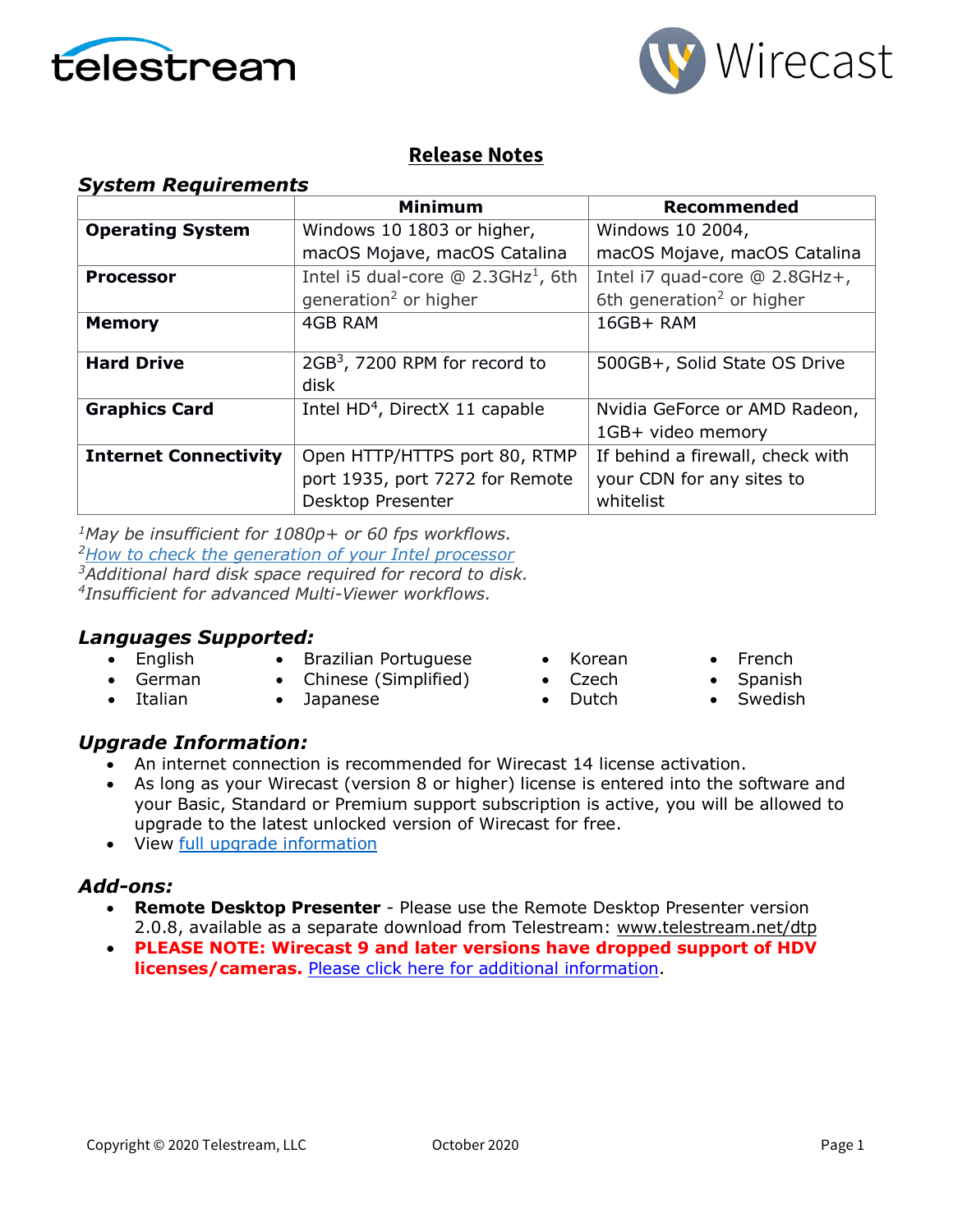# Release Notes

## *System Requirements*

| | Minimum | Recommended |
|---|---|---|
| **Operating System** | Windows 10 1803 or higher, macOS Mojave, macOS Catalina | Windows 10 2004, macOS Mojave, macOS Catalina |
| **Processor** | Intel i5 dual-core @ 2.3GHz[1], 6th generation[2] or higher | Intel i7 quad-core @ 2.8GHz+, 6th generation[2] or higher |
| **Memory** | 4GB RAM | 16GB+ RAM |
| **Hard Drive** | 2GB[3], 7200 RPM for record to disk | 500GB+, Solid State OS Drive |
| **Graphics Card** | Intel HD[4], DirectX 11 capable | Nvidia GeForce or AMD Radeon, 1GB+ video memory |
| **Internet Connectivity** | Open HTTP/HTTPS port 80, RTMP port 1935, port 7272 for Remote Desktop Presenter | If behind a firewall, check with your CDN for any sites to whitelist |

[1]*May be insufficient for 1080p+ or 60 fps workflows.*
[2]*How to check the generation of your Intel processor*
[3]*Additional hard disk space required for record to disk.*
[4]*Insufficient for advanced Multi-Viewer workflows.*

## *Languages Supported:*

- English
- German
- Italian
- Brazilian Portuguese
- Chinese (Simplified)
- Japanese
- Korean
- Czech
- Dutch
- French
- Spanish
- Swedish

## *Upgrade Information:*

- An internet connection is recommended for Wirecast 14 license activation.
- As long as your Wirecast (version 8 or higher) license is entered into the software and your Basic, Standard or Premium support subscription is active, you will be allowed to upgrade to the latest unlocked version of Wirecast for free.
- View full upgrade information

## *Add-ons:*

- **Remote Desktop Presenter** - Please use the Remote Desktop Presenter version 2.0.8, available as a separate download from Telestream: www.telestream.net/dtp
- **PLEASE NOTE: Wirecast 9 and later versions have dropped support of HDV licenses/cameras.** Please click here for additional information.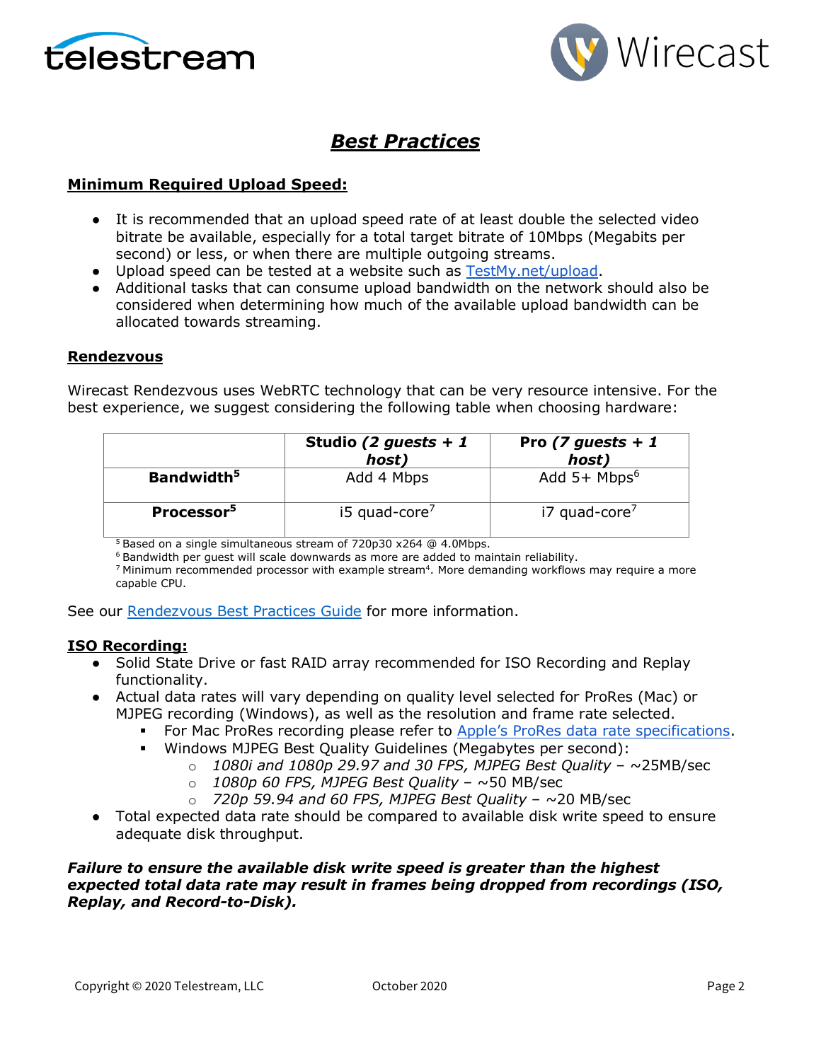# Best Practices

## Minimum Required Upload Speed:

- It is recommended that an upload speed rate of at least double the selected video bitrate be available, especially for a total target bitrate of 10Mbps (Megabits per second) or less, or when there are multiple outgoing streams.
- Upload speed can be tested at a website such as [TestMy.net/upload](TestMy.net/upload).
- Additional tasks that can consume upload bandwidth on the network should also be considered when determining how much of the available upload bandwidth can be allocated towards streaming.

## Rendezvous

Wirecast Rendezvous uses WebRTC technology that can be very resource intensive. For the best experience, we suggest considering the following table when choosing hardware:

| | **Studio *(2 guests + 1 host)*** | **Pro *(7 guests + 1 host)*** |
|---|---|---|
| **Bandwidth[5]** | Add 4 Mbps | Add 5+ Mbps[6] |
| **Processor[5]** | i5 quad-core[7] | i7 quad-core[7] |

[5] Based on a single simultaneous stream of 720p30 x264 @ 4.0Mbps.
[6] Bandwidth per guest will scale downwards as more are added to maintain reliability.
[7] Minimum recommended processor with example stream[4]. More demanding workflows may require a more capable CPU.

See our Rendezvous Best Practices Guide for more information.

## ISO Recording:

- Solid State Drive or fast RAID array recommended for ISO Recording and Replay functionality.
- Actual data rates will vary depending on quality level selected for ProRes (Mac) or MJPEG recording (Windows), as well as the resolution and frame rate selected.
  - For Mac ProRes recording please refer to Apple's ProRes data rate specifications.
  - Windows MJPEG Best Quality Guidelines (Megabytes per second):
    - *1080i and 1080p 29.97 and 30 FPS, MJPEG Best Quality* – ~25MB/sec
    - *1080p 60 FPS, MJPEG Best Quality* – ~50 MB/sec
    - *720p 59.94 and 60 FPS, MJPEG Best Quality* – ~20 MB/sec
- Total expected data rate should be compared to available disk write speed to ensure adequate disk throughput.

***Failure to ensure the available disk write speed is greater than the highest expected total data rate may result in frames being dropped from recordings (ISO, Replay, and Record-to-Disk).***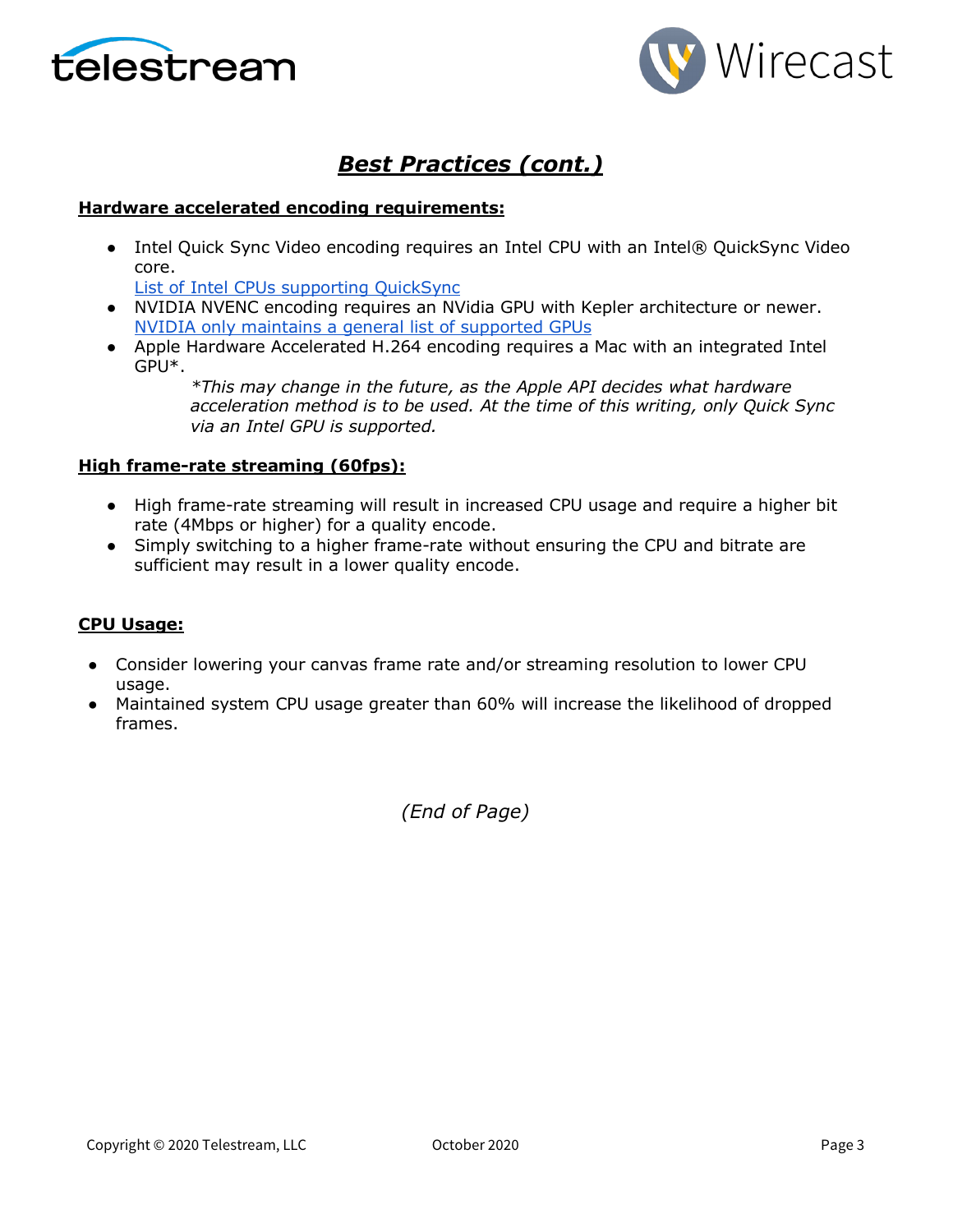## *Best Practices (cont.)*

**Hardware accelerated encoding requirements:**

- Intel Quick Sync Video encoding requires an Intel CPU with an Intel® QuickSync Video core.
  List of Intel CPUs supporting QuickSync
- NVIDIA NVENC encoding requires an NVidia GPU with Kepler architecture or newer.
  NVIDIA only maintains a general list of supported GPUs
- Apple Hardware Accelerated H.264 encoding requires a Mac with an integrated Intel GPU*.

  *\*This may change in the future, as the Apple API decides what hardware acceleration method is to be used. At the time of this writing, only Quick Sync via an Intel GPU is supported.*

**High frame-rate streaming (60fps):**

- High frame-rate streaming will result in increased CPU usage and require a higher bit rate (4Mbps or higher) for a quality encode.
- Simply switching to a higher frame-rate without ensuring the CPU and bitrate are sufficient may result in a lower quality encode.

**CPU Usage:**

- Consider lowering your canvas frame rate and/or streaming resolution to lower CPU usage.
- Maintained system CPU usage greater than 60% will increase the likelihood of dropped frames.

*(End of Page)*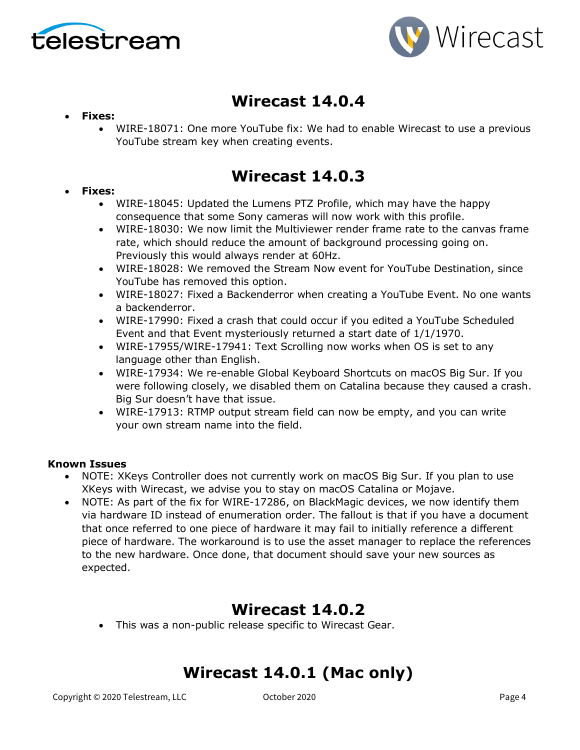# Wirecast 14.0.4

- **Fixes:**
    - WIRE-18071: One more YouTube fix: We had to enable Wirecast to use a previous YouTube stream key when creating events.

# Wirecast 14.0.3

- **Fixes:**
    - WIRE-18045: Updated the Lumens PTZ Profile, which may have the happy consequence that some Sony cameras will now work with this profile.
    - WIRE-18030: We now limit the Multiviewer render frame rate to the canvas frame rate, which should reduce the amount of background processing going on. Previously this would always render at 60Hz.
    - WIRE-18028: We removed the Stream Now event for YouTube Destination, since YouTube has removed this option.
    - WIRE-18027: Fixed a Backenderror when creating a YouTube Event. No one wants a backenderror.
    - WIRE-17990: Fixed a crash that could occur if you edited a YouTube Scheduled Event and that Event mysteriously returned a start date of 1/1/1970.
    - WIRE-17955/WIRE-17941: Text Scrolling now works when OS is set to any language other than English.
    - WIRE-17934: We re-enable Global Keyboard Shortcuts on macOS Big Sur. If you were following closely, we disabled them on Catalina because they caused a crash. Big Sur doesn't have that issue.
    - WIRE-17913: RTMP output stream field can now be empty, and you can write your own stream name into the field.

**Known Issues**

- NOTE: XKeys Controller does not currently work on macOS Big Sur. If you plan to use XKeys with Wirecast, we advise you to stay on macOS Catalina or Mojave.
- NOTE: As part of the fix for WIRE-17286, on BlackMagic devices, we now identify them via hardware ID instead of enumeration order. The fallout is that if you have a document that once referred to one piece of hardware it may fail to initially reference a different piece of hardware. The workaround is to use the asset manager to replace the references to the new hardware. Once done, that document should save your new sources as expected.

# Wirecast 14.0.2

- This was a non-public release specific to Wirecast Gear.

# Wirecast 14.0.1 (Mac only)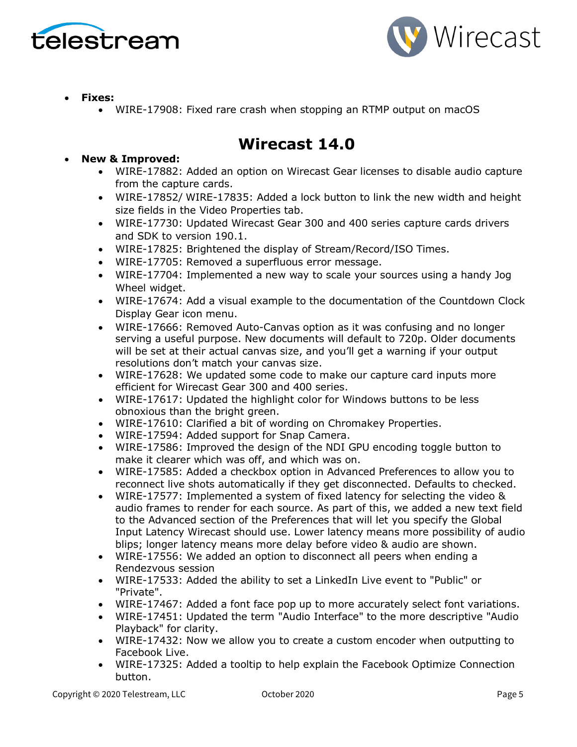- **Fixes:**
  - WIRE-17908: Fixed rare crash when stopping an RTMP output on macOS

## Wirecast 14.0

- **New & Improved:**
  - WIRE-17882: Added an option on Wirecast Gear licenses to disable audio capture from the capture cards.
  - WIRE-17852/ WIRE-17835: Added a lock button to link the new width and height size fields in the Video Properties tab.
  - WIRE-17730: Updated Wirecast Gear 300 and 400 series capture cards drivers and SDK to version 190.1.
  - WIRE-17825: Brightened the display of Stream/Record/ISO Times.
  - WIRE-17705: Removed a superfluous error message.
  - WIRE-17704: Implemented a new way to scale your sources using a handy Jog Wheel widget.
  - WIRE-17674: Add a visual example to the documentation of the Countdown Clock Display Gear icon menu.
  - WIRE-17666: Removed Auto-Canvas option as it was confusing and no longer serving a useful purpose. New documents will default to 720p. Older documents will be set at their actual canvas size, and you'll get a warning if your output resolutions don't match your canvas size.
  - WIRE-17628: We updated some code to make our capture card inputs more efficient for Wirecast Gear 300 and 400 series.
  - WIRE-17617: Updated the highlight color for Windows buttons to be less obnoxious than the bright green.
  - WIRE-17610: Clarified a bit of wording on Chromakey Properties.
  - WIRE-17594: Added support for Snap Camera.
  - WIRE-17586: Improved the design of the NDI GPU encoding toggle button to make it clearer which was off, and which was on.
  - WIRE-17585: Added a checkbox option in Advanced Preferences to allow you to reconnect live shots automatically if they get disconnected. Defaults to checked.
  - WIRE-17577: Implemented a system of fixed latency for selecting the video & audio frames to render for each source. As part of this, we added a new text field to the Advanced section of the Preferences that will let you specify the Global Input Latency Wirecast should use. Lower latency means more possibility of audio blips; longer latency means more delay before video & audio are shown.
  - WIRE-17556: We added an option to disconnect all peers when ending a Rendezvous session
  - WIRE-17533: Added the ability to set a LinkedIn Live event to "Public" or "Private".
  - WIRE-17467: Added a font face pop up to more accurately select font variations.
  - WIRE-17451: Updated the term "Audio Interface" to the more descriptive "Audio Playback" for clarity.
  - WIRE-17432: Now we allow you to create a custom encoder when outputting to Facebook Live.
  - WIRE-17325: Added a tooltip to help explain the Facebook Optimize Connection button.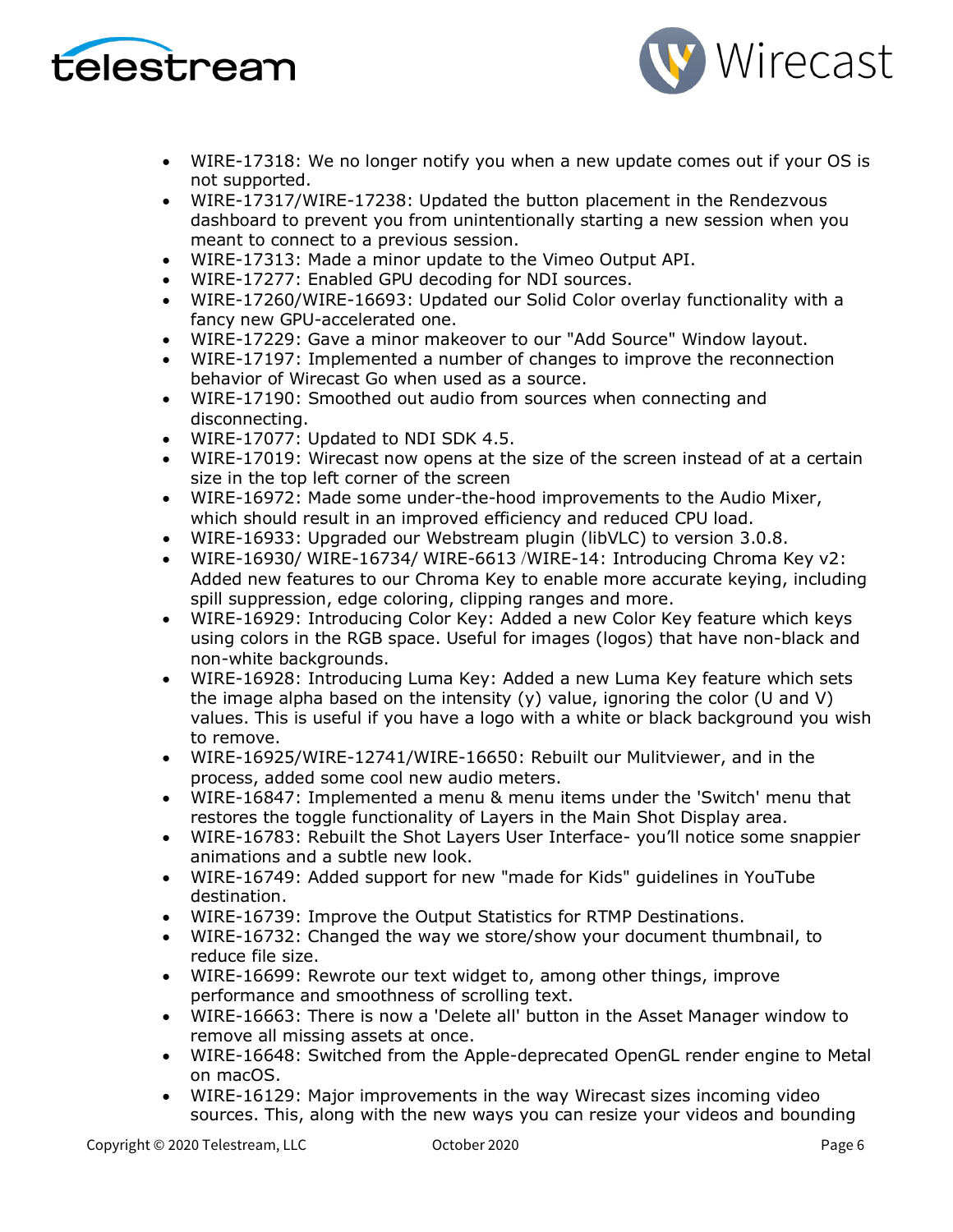- WIRE-17318: We no longer notify you when a new update comes out if your OS is not supported.
- WIRE-17317/WIRE-17238: Updated the button placement in the Rendezvous dashboard to prevent you from unintentionally starting a new session when you meant to connect to a previous session.
- WIRE-17313: Made a minor update to the Vimeo Output API.
- WIRE-17277: Enabled GPU decoding for NDI sources.
- WIRE-17260/WIRE-16693: Updated our Solid Color overlay functionality with a fancy new GPU-accelerated one.
- WIRE-17229: Gave a minor makeover to our "Add Source" Window layout.
- WIRE-17197: Implemented a number of changes to improve the reconnection behavior of Wirecast Go when used as a source.
- WIRE-17190: Smoothed out audio from sources when connecting and disconnecting.
- WIRE-17077: Updated to NDI SDK 4.5.
- WIRE-17019: Wirecast now opens at the size of the screen instead of at a certain size in the top left corner of the screen
- WIRE-16972: Made some under-the-hood improvements to the Audio Mixer, which should result in an improved efficiency and reduced CPU load.
- WIRE-16933: Upgraded our Webstream plugin (libVLC) to version 3.0.8.
- WIRE-16930/ WIRE-16734/ WIRE-6613 /WIRE-14: Introducing Chroma Key v2: Added new features to our Chroma Key to enable more accurate keying, including spill suppression, edge coloring, clipping ranges and more.
- WIRE-16929: Introducing Color Key: Added a new Color Key feature which keys using colors in the RGB space. Useful for images (logos) that have non-black and non-white backgrounds.
- WIRE-16928: Introducing Luma Key: Added a new Luma Key feature which sets the image alpha based on the intensity (y) value, ignoring the color (U and V) values. This is useful if you have a logo with a white or black background you wish to remove.
- WIRE-16925/WIRE-12741/WIRE-16650: Rebuilt our Mulitviewer, and in the process, added some cool new audio meters.
- WIRE-16847: Implemented a menu & menu items under the 'Switch' menu that restores the toggle functionality of Layers in the Main Shot Display area.
- WIRE-16783: Rebuilt the Shot Layers User Interface- you'll notice some snappier animations and a subtle new look.
- WIRE-16749: Added support for new "made for Kids" guidelines in YouTube destination.
- WIRE-16739: Improve the Output Statistics for RTMP Destinations.
- WIRE-16732: Changed the way we store/show your document thumbnail, to reduce file size.
- WIRE-16699: Rewrote our text widget to, among other things, improve performance and smoothness of scrolling text.
- WIRE-16663: There is now a 'Delete all' button in the Asset Manager window to remove all missing assets at once.
- WIRE-16648: Switched from the Apple-deprecated OpenGL render engine to Metal on macOS.
- WIRE-16129: Major improvements in the way Wirecast sizes incoming video sources. This, along with the new ways you can resize your videos and bounding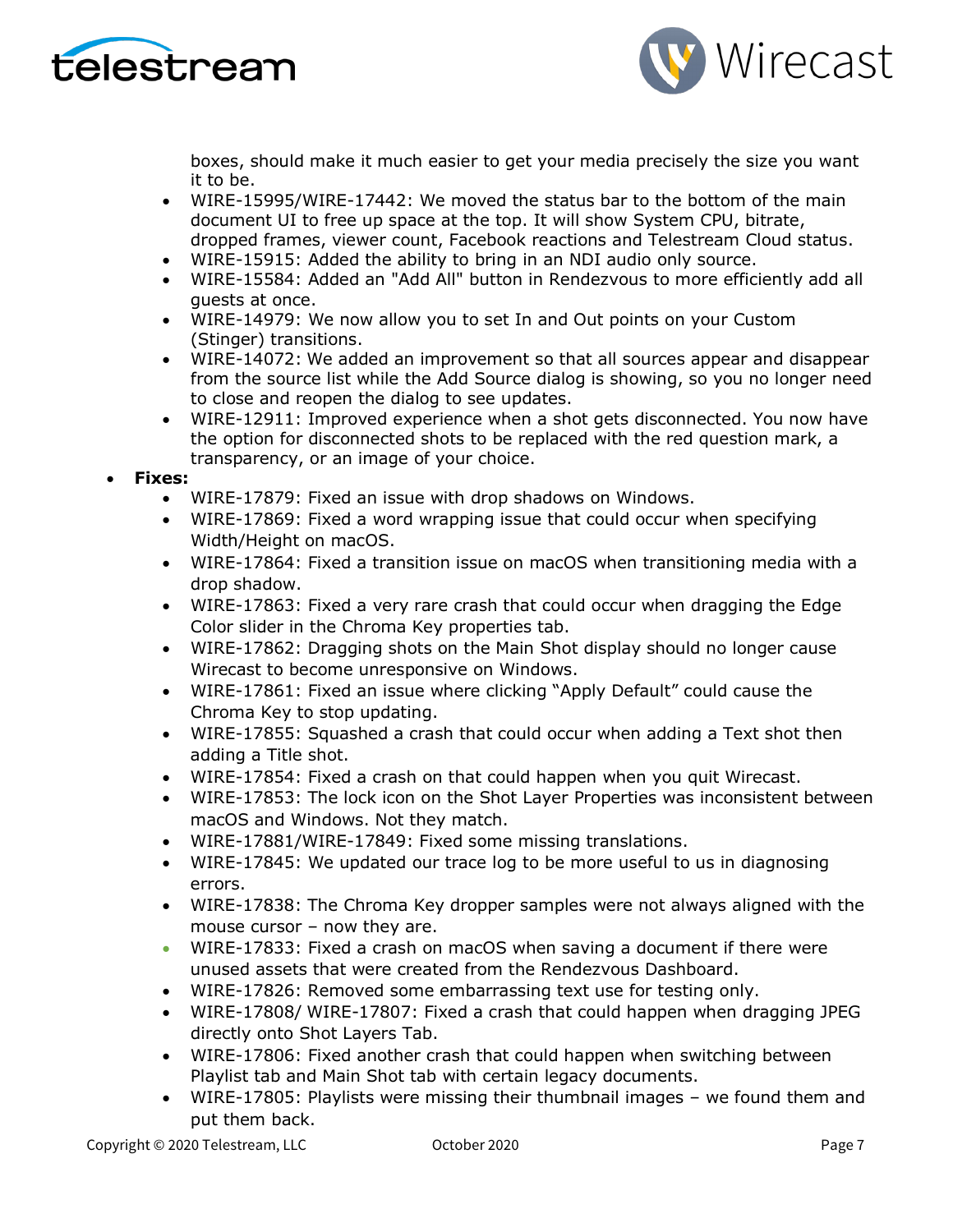boxes, should make it much easier to get your media precisely the size you want it to be.
  - WIRE-15995/WIRE-17442: We moved the status bar to the bottom of the main document UI to free up space at the top. It will show System CPU, bitrate, dropped frames, viewer count, Facebook reactions and Telestream Cloud status.
  - WIRE-15915: Added the ability to bring in an NDI audio only source.
  - WIRE-15584: Added an "Add All" button in Rendezvous to more efficiently add all guests at once.
  - WIRE-14979: We now allow you to set In and Out points on your Custom (Stinger) transitions.
  - WIRE-14072: We added an improvement so that all sources appear and disappear from the source list while the Add Source dialog is showing, so you no longer need to close and reopen the dialog to see updates.
  - WIRE-12911: Improved experience when a shot gets disconnected. You now have the option for disconnected shots to be replaced with the red question mark, a transparency, or an image of your choice.
- **Fixes:**
  - WIRE-17879: Fixed an issue with drop shadows on Windows.
  - WIRE-17869: Fixed a word wrapping issue that could occur when specifying Width/Height on macOS.
  - WIRE-17864: Fixed a transition issue on macOS when transitioning media with a drop shadow.
  - WIRE-17863: Fixed a very rare crash that could occur when dragging the Edge Color slider in the Chroma Key properties tab.
  - WIRE-17862: Dragging shots on the Main Shot display should no longer cause Wirecast to become unresponsive on Windows.
  - WIRE-17861: Fixed an issue where clicking "Apply Default" could cause the Chroma Key to stop updating.
  - WIRE-17855: Squashed a crash that could occur when adding a Text shot then adding a Title shot.
  - WIRE-17854: Fixed a crash on that could happen when you quit Wirecast.
  - WIRE-17853: The lock icon on the Shot Layer Properties was inconsistent between macOS and Windows. Not they match.
  - WIRE-17881/WIRE-17849: Fixed some missing translations.
  - WIRE-17845: We updated our trace log to be more useful to us in diagnosing errors.
  - WIRE-17838: The Chroma Key dropper samples were not always aligned with the mouse cursor – now they are.
  - WIRE-17833: Fixed a crash on macOS when saving a document if there were unused assets that were created from the Rendezvous Dashboard.
  - WIRE-17826: Removed some embarrassing text use for testing only.
  - WIRE-17808/ WIRE-17807: Fixed a crash that could happen when dragging JPEG directly onto Shot Layers Tab.
  - WIRE-17806: Fixed another crash that could happen when switching between Playlist tab and Main Shot tab with certain legacy documents.
  - WIRE-17805: Playlists were missing their thumbnail images – we found them and put them back.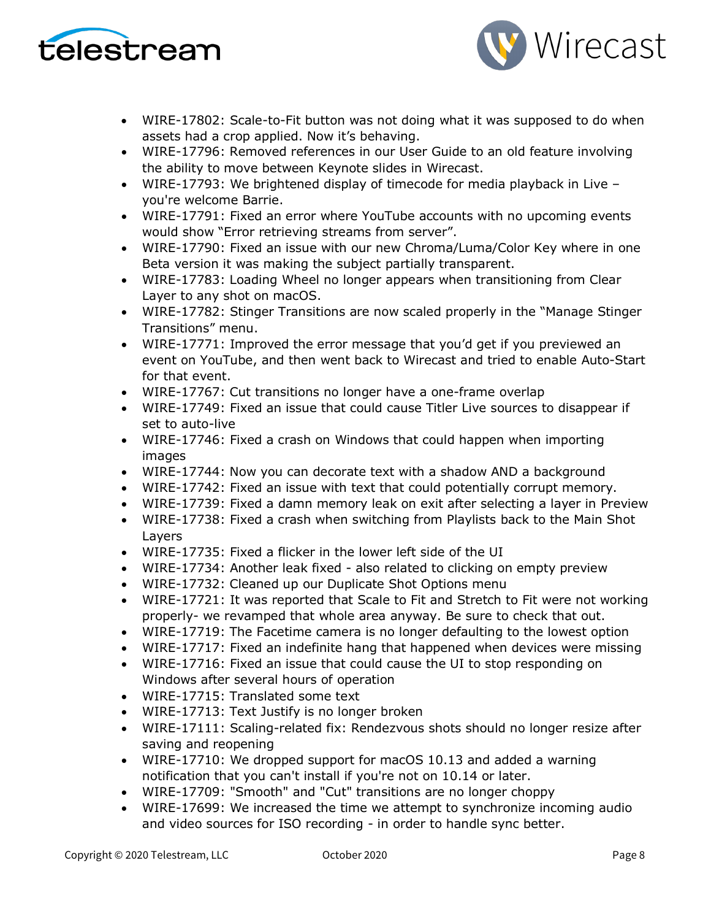- WIRE-17802: Scale-to-Fit button was not doing what it was supposed to do when assets had a crop applied. Now it's behaving.
- WIRE-17796: Removed references in our User Guide to an old feature involving the ability to move between Keynote slides in Wirecast.
- WIRE-17793: We brightened display of timecode for media playback in Live – you're welcome Barrie.
- WIRE-17791: Fixed an error where YouTube accounts with no upcoming events would show "Error retrieving streams from server".
- WIRE-17790: Fixed an issue with our new Chroma/Luma/Color Key where in one Beta version it was making the subject partially transparent.
- WIRE-17783: Loading Wheel no longer appears when transitioning from Clear Layer to any shot on macOS.
- WIRE-17782: Stinger Transitions are now scaled properly in the "Manage Stinger Transitions" menu.
- WIRE-17771: Improved the error message that you'd get if you previewed an event on YouTube, and then went back to Wirecast and tried to enable Auto-Start for that event.
- WIRE-17767: Cut transitions no longer have a one-frame overlap
- WIRE-17749: Fixed an issue that could cause Titler Live sources to disappear if set to auto-live
- WIRE-17746: Fixed a crash on Windows that could happen when importing images
- WIRE-17744: Now you can decorate text with a shadow AND a background
- WIRE-17742: Fixed an issue with text that could potentially corrupt memory.
- WIRE-17739: Fixed a damn memory leak on exit after selecting a layer in Preview
- WIRE-17738: Fixed a crash when switching from Playlists back to the Main Shot Layers
- WIRE-17735: Fixed a flicker in the lower left side of the UI
- WIRE-17734: Another leak fixed - also related to clicking on empty preview
- WIRE-17732: Cleaned up our Duplicate Shot Options menu
- WIRE-17721: It was reported that Scale to Fit and Stretch to Fit were not working properly- we revamped that whole area anyway. Be sure to check that out.
- WIRE-17719: The Facetime camera is no longer defaulting to the lowest option
- WIRE-17717: Fixed an indefinite hang that happened when devices were missing
- WIRE-17716: Fixed an issue that could cause the UI to stop responding on Windows after several hours of operation
- WIRE-17715: Translated some text
- WIRE-17713: Text Justify is no longer broken
- WIRE-17111: Scaling-related fix: Rendezvous shots should no longer resize after saving and reopening
- WIRE-17710: We dropped support for macOS 10.13 and added a warning notification that you can't install if you're not on 10.14 or later.
- WIRE-17709: "Smooth" and "Cut" transitions are no longer choppy
- WIRE-17699: We increased the time we attempt to synchronize incoming audio and video sources for ISO recording - in order to handle sync better.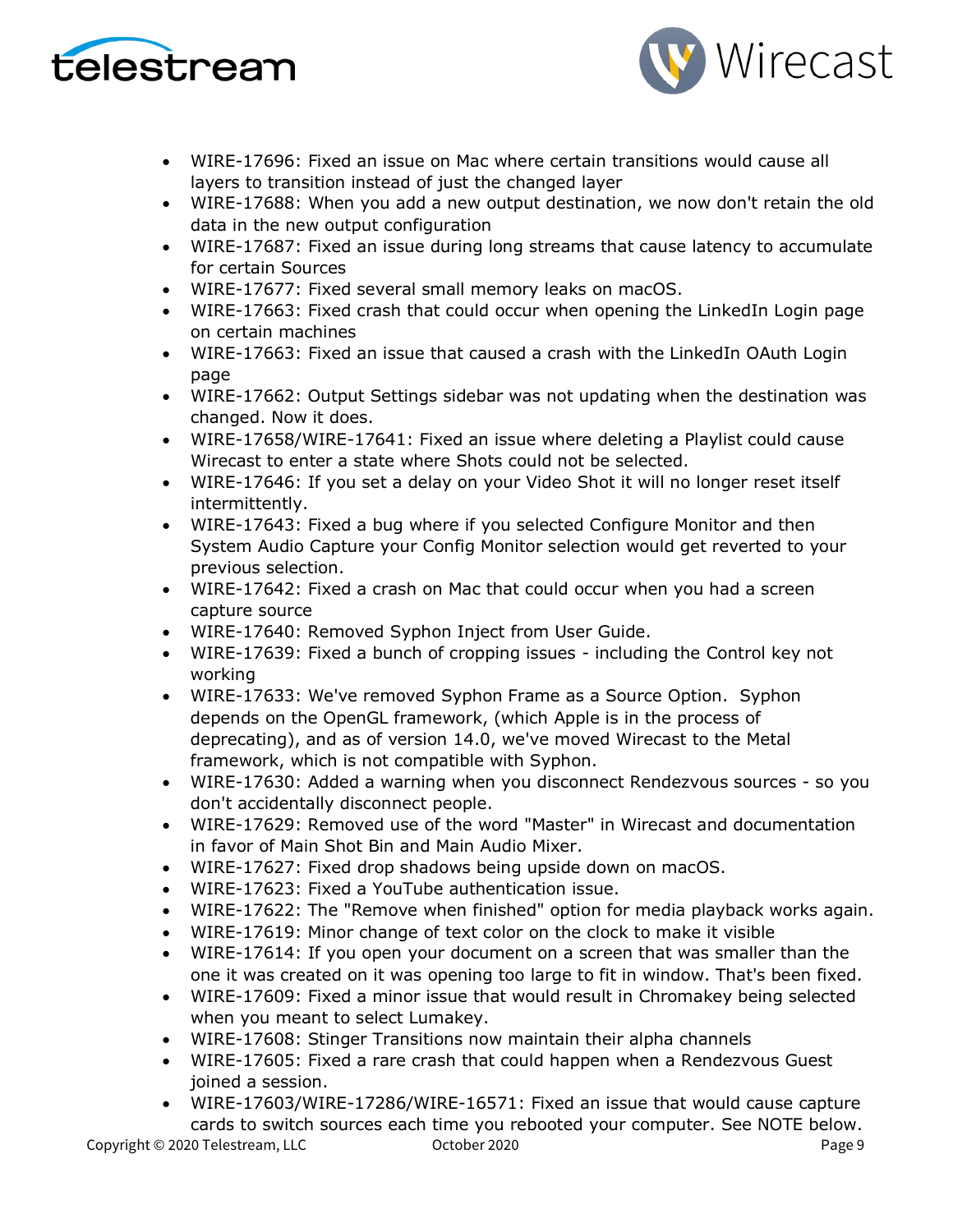- WIRE-17696: Fixed an issue on Mac where certain transitions would cause all layers to transition instead of just the changed layer
- WIRE-17688: When you add a new output destination, we now don't retain the old data in the new output configuration
- WIRE-17687: Fixed an issue during long streams that cause latency to accumulate for certain Sources
- WIRE-17677: Fixed several small memory leaks on macOS.
- WIRE-17663: Fixed crash that could occur when opening the LinkedIn Login page on certain machines
- WIRE-17663: Fixed an issue that caused a crash with the LinkedIn OAuth Login page
- WIRE-17662: Output Settings sidebar was not updating when the destination was changed. Now it does.
- WIRE-17658/WIRE-17641: Fixed an issue where deleting a Playlist could cause Wirecast to enter a state where Shots could not be selected.
- WIRE-17646: If you set a delay on your Video Shot it will no longer reset itself intermittently.
- WIRE-17643: Fixed a bug where if you selected Configure Monitor and then System Audio Capture your Config Monitor selection would get reverted to your previous selection.
- WIRE-17642: Fixed a crash on Mac that could occur when you had a screen capture source
- WIRE-17640: Removed Syphon Inject from User Guide.
- WIRE-17639: Fixed a bunch of cropping issues - including the Control key not working
- WIRE-17633: We've removed Syphon Frame as a Source Option. Syphon depends on the OpenGL framework, (which Apple is in the process of deprecating), and as of version 14.0, we've moved Wirecast to the Metal framework, which is not compatible with Syphon.
- WIRE-17630: Added a warning when you disconnect Rendezvous sources - so you don't accidentally disconnect people.
- WIRE-17629: Removed use of the word "Master" in Wirecast and documentation in favor of Main Shot Bin and Main Audio Mixer.
- WIRE-17627: Fixed drop shadows being upside down on macOS.
- WIRE-17623: Fixed a YouTube authentication issue.
- WIRE-17622: The "Remove when finished" option for media playback works again.
- WIRE-17619: Minor change of text color on the clock to make it visible
- WIRE-17614: If you open your document on a screen that was smaller than the one it was created on it was opening too large to fit in window. That's been fixed.
- WIRE-17609: Fixed a minor issue that would result in Chromakey being selected when you meant to select Lumakey.
- WIRE-17608: Stinger Transitions now maintain their alpha channels
- WIRE-17605: Fixed a rare crash that could happen when a Rendezvous Guest joined a session.
- WIRE-17603/WIRE-17286/WIRE-16571: Fixed an issue that would cause capture cards to switch sources each time you rebooted your computer. See NOTE below.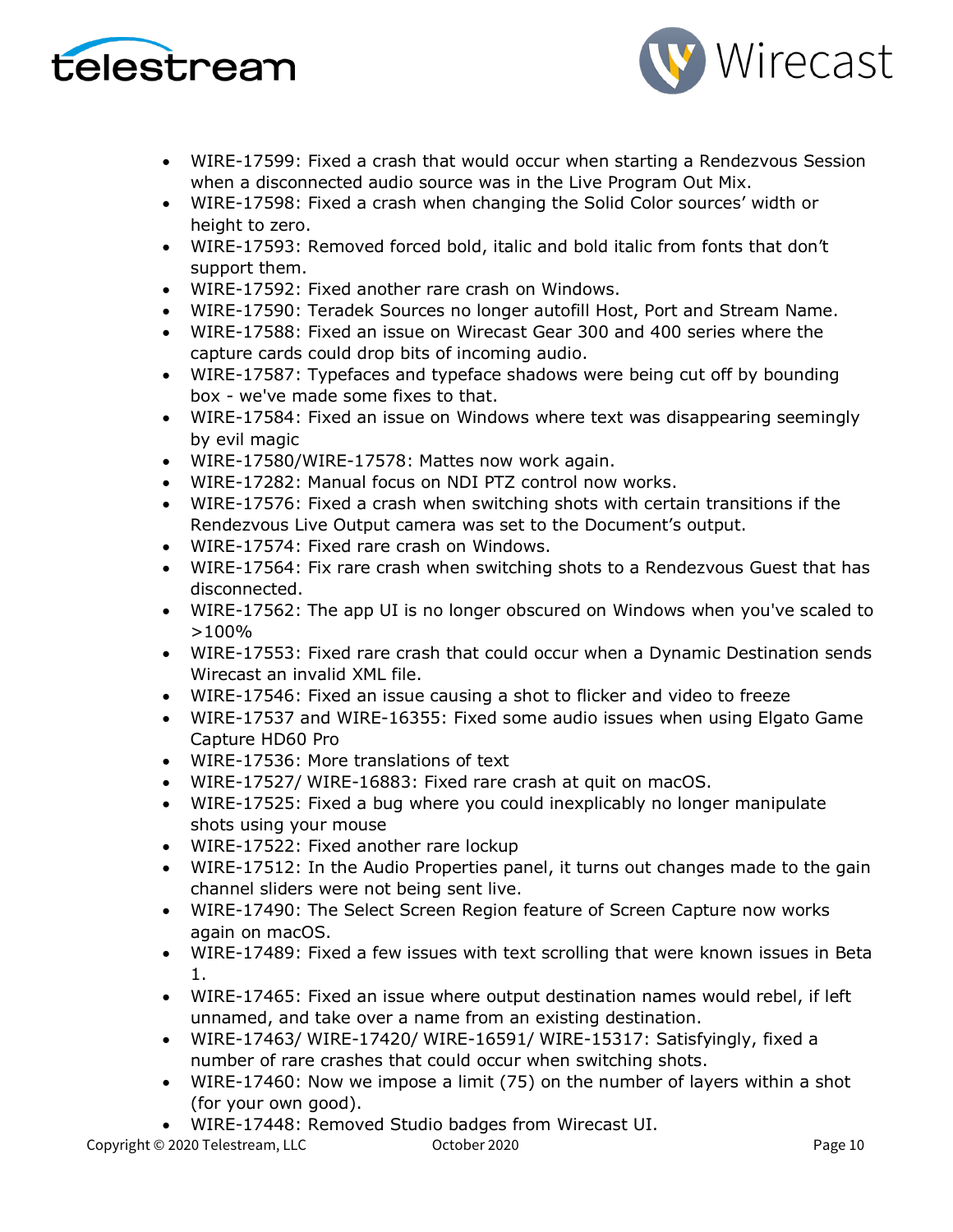- WIRE-17599: Fixed a crash that would occur when starting a Rendezvous Session when a disconnected audio source was in the Live Program Out Mix.
- WIRE-17598: Fixed a crash when changing the Solid Color sources' width or height to zero.
- WIRE-17593: Removed forced bold, italic and bold italic from fonts that don't support them.
- WIRE-17592: Fixed another rare crash on Windows.
- WIRE-17590: Teradek Sources no longer autofill Host, Port and Stream Name.
- WIRE-17588: Fixed an issue on Wirecast Gear 300 and 400 series where the capture cards could drop bits of incoming audio.
- WIRE-17587: Typefaces and typeface shadows were being cut off by bounding box - we've made some fixes to that.
- WIRE-17584: Fixed an issue on Windows where text was disappearing seemingly by evil magic
- WIRE-17580/WIRE-17578: Mattes now work again.
- WIRE-17282: Manual focus on NDI PTZ control now works.
- WIRE-17576: Fixed a crash when switching shots with certain transitions if the Rendezvous Live Output camera was set to the Document's output.
- WIRE-17574: Fixed rare crash on Windows.
- WIRE-17564: Fix rare crash when switching shots to a Rendezvous Guest that has disconnected.
- WIRE-17562: The app UI is no longer obscured on Windows when you've scaled to >100%
- WIRE-17553: Fixed rare crash that could occur when a Dynamic Destination sends Wirecast an invalid XML file.
- WIRE-17546: Fixed an issue causing a shot to flicker and video to freeze
- WIRE-17537 and WIRE-16355: Fixed some audio issues when using Elgato Game Capture HD60 Pro
- WIRE-17536: More translations of text
- WIRE-17527/ WIRE-16883: Fixed rare crash at quit on macOS.
- WIRE-17525: Fixed a bug where you could inexplicably no longer manipulate shots using your mouse
- WIRE-17522: Fixed another rare lockup
- WIRE-17512: In the Audio Properties panel, it turns out changes made to the gain channel sliders were not being sent live.
- WIRE-17490: The Select Screen Region feature of Screen Capture now works again on macOS.
- WIRE-17489: Fixed a few issues with text scrolling that were known issues in Beta 1.
- WIRE-17465: Fixed an issue where output destination names would rebel, if left unnamed, and take over a name from an existing destination.
- WIRE-17463/ WIRE-17420/ WIRE-16591/ WIRE-15317: Satisfyingly, fixed a number of rare crashes that could occur when switching shots.
- WIRE-17460: Now we impose a limit (75) on the number of layers within a shot (for your own good).
- WIRE-17448: Removed Studio badges from Wirecast UI.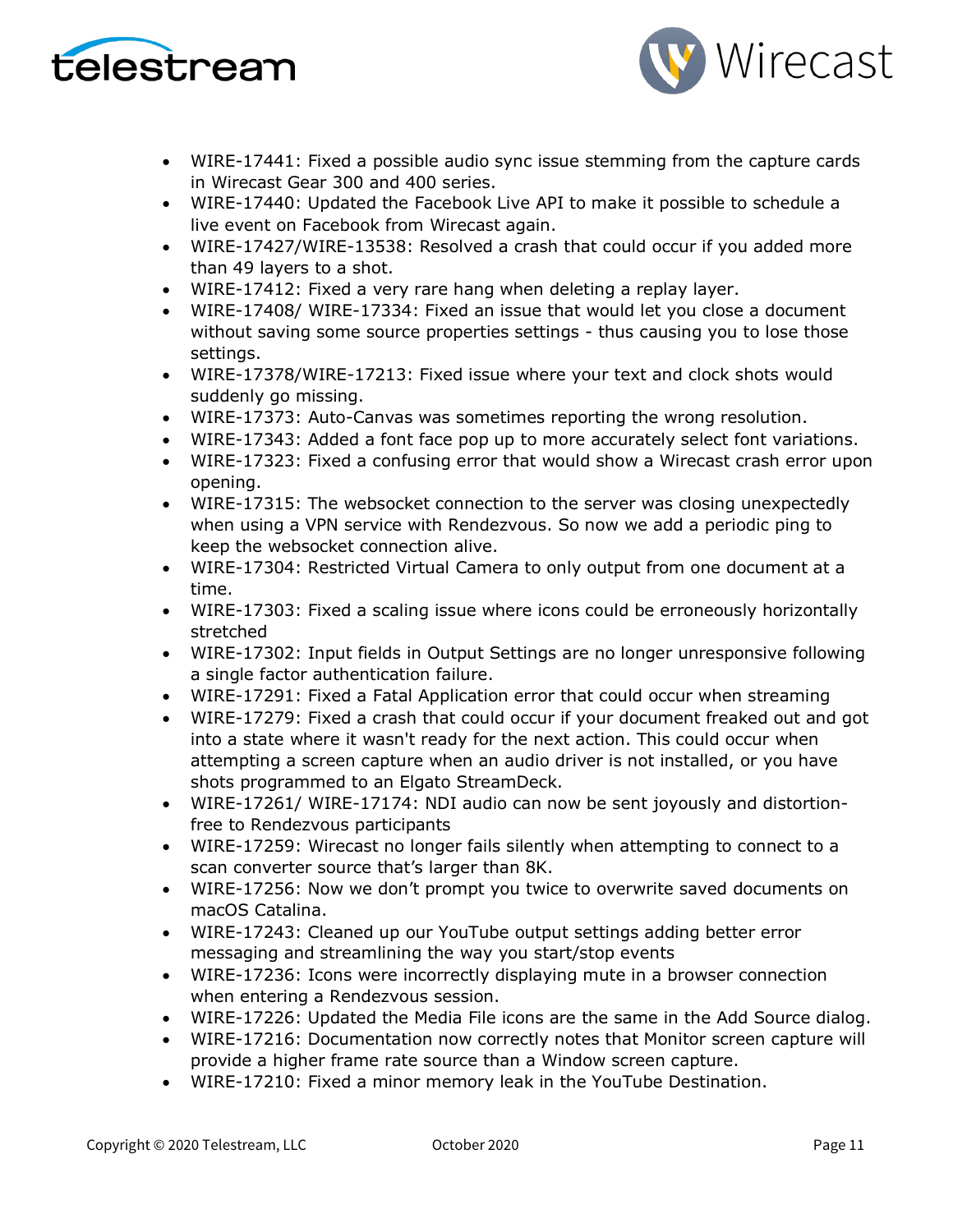- WIRE-17441: Fixed a possible audio sync issue stemming from the capture cards in Wirecast Gear 300 and 400 series.
- WIRE-17440: Updated the Facebook Live API to make it possible to schedule a live event on Facebook from Wirecast again.
- WIRE-17427/WIRE-13538: Resolved a crash that could occur if you added more than 49 layers to a shot.
- WIRE-17412: Fixed a very rare hang when deleting a replay layer.
- WIRE-17408/ WIRE-17334: Fixed an issue that would let you close a document without saving some source properties settings - thus causing you to lose those settings.
- WIRE-17378/WIRE-17213: Fixed issue where your text and clock shots would suddenly go missing.
- WIRE-17373: Auto-Canvas was sometimes reporting the wrong resolution.
- WIRE-17343: Added a font face pop up to more accurately select font variations.
- WIRE-17323: Fixed a confusing error that would show a Wirecast crash error upon opening.
- WIRE-17315: The websocket connection to the server was closing unexpectedly when using a VPN service with Rendezvous. So now we add a periodic ping to keep the websocket connection alive.
- WIRE-17304: Restricted Virtual Camera to only output from one document at a time.
- WIRE-17303: Fixed a scaling issue where icons could be erroneously horizontally stretched
- WIRE-17302: Input fields in Output Settings are no longer unresponsive following a single factor authentication failure.
- WIRE-17291: Fixed a Fatal Application error that could occur when streaming
- WIRE-17279: Fixed a crash that could occur if your document freaked out and got into a state where it wasn't ready for the next action. This could occur when attempting a screen capture when an audio driver is not installed, or you have shots programmed to an Elgato StreamDeck.
- WIRE-17261/ WIRE-17174: NDI audio can now be sent joyously and distortion-free to Rendezvous participants
- WIRE-17259: Wirecast no longer fails silently when attempting to connect to a scan converter source that’s larger than 8K.
- WIRE-17256: Now we don’t prompt you twice to overwrite saved documents on macOS Catalina.
- WIRE-17243: Cleaned up our YouTube output settings adding better error messaging and streamlining the way you start/stop events
- WIRE-17236: Icons were incorrectly displaying mute in a browser connection when entering a Rendezvous session.
- WIRE-17226: Updated the Media File icons are the same in the Add Source dialog.
- WIRE-17216: Documentation now correctly notes that Monitor screen capture will provide a higher frame rate source than a Window screen capture.
- WIRE-17210: Fixed a minor memory leak in the YouTube Destination.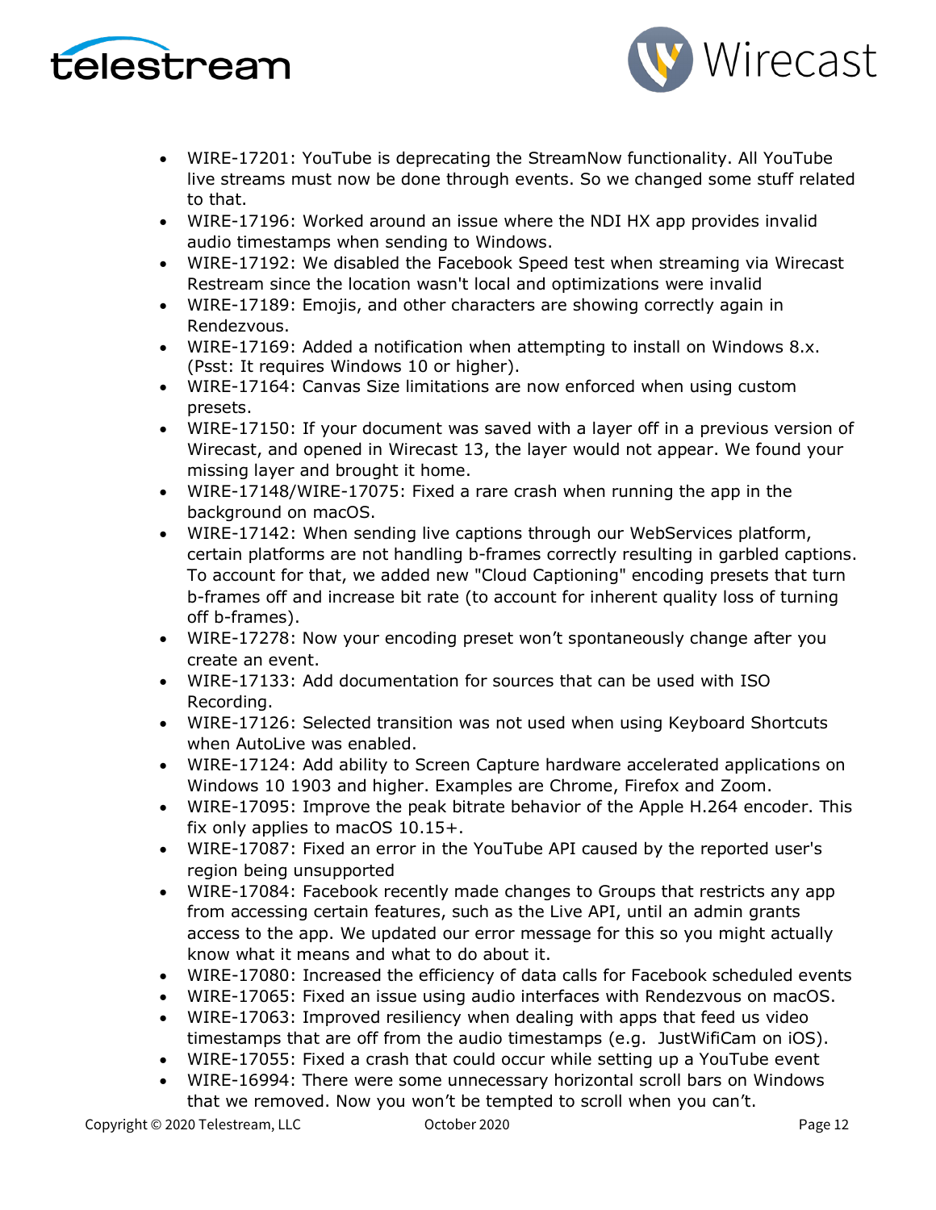- WIRE-17201: YouTube is deprecating the StreamNow functionality. All YouTube live streams must now be done through events. So we changed some stuff related to that.
- WIRE-17196: Worked around an issue where the NDI HX app provides invalid audio timestamps when sending to Windows.
- WIRE-17192: We disabled the Facebook Speed test when streaming via Wirecast Restream since the location wasn't local and optimizations were invalid
- WIRE-17189: Emojis, and other characters are showing correctly again in Rendezvous.
- WIRE-17169: Added a notification when attempting to install on Windows 8.x. (Psst: It requires Windows 10 or higher).
- WIRE-17164: Canvas Size limitations are now enforced when using custom presets.
- WIRE-17150: If your document was saved with a layer off in a previous version of Wirecast, and opened in Wirecast 13, the layer would not appear. We found your missing layer and brought it home.
- WIRE-17148/WIRE-17075: Fixed a rare crash when running the app in the background on macOS.
- WIRE-17142: When sending live captions through our WebServices platform, certain platforms are not handling b-frames correctly resulting in garbled captions. To account for that, we added new "Cloud Captioning" encoding presets that turn b-frames off and increase bit rate (to account for inherent quality loss of turning off b-frames).
- WIRE-17278: Now your encoding preset won't spontaneously change after you create an event.
- WIRE-17133: Add documentation for sources that can be used with ISO Recording.
- WIRE-17126: Selected transition was not used when using Keyboard Shortcuts when AutoLive was enabled.
- WIRE-17124: Add ability to Screen Capture hardware accelerated applications on Windows 10 1903 and higher. Examples are Chrome, Firefox and Zoom.
- WIRE-17095: Improve the peak bitrate behavior of the Apple H.264 encoder. This fix only applies to macOS 10.15+.
- WIRE-17087: Fixed an error in the YouTube API caused by the reported user's region being unsupported
- WIRE-17084: Facebook recently made changes to Groups that restricts any app from accessing certain features, such as the Live API, until an admin grants access to the app. We updated our error message for this so you might actually know what it means and what to do about it.
- WIRE-17080: Increased the efficiency of data calls for Facebook scheduled events
- WIRE-17065: Fixed an issue using audio interfaces with Rendezvous on macOS.
- WIRE-17063: Improved resiliency when dealing with apps that feed us video timestamps that are off from the audio timestamps (e.g. JustWifiCam on iOS).
- WIRE-17055: Fixed a crash that could occur while setting up a YouTube event
- WIRE-16994: There were some unnecessary horizontal scroll bars on Windows that we removed. Now you won't be tempted to scroll when you can't.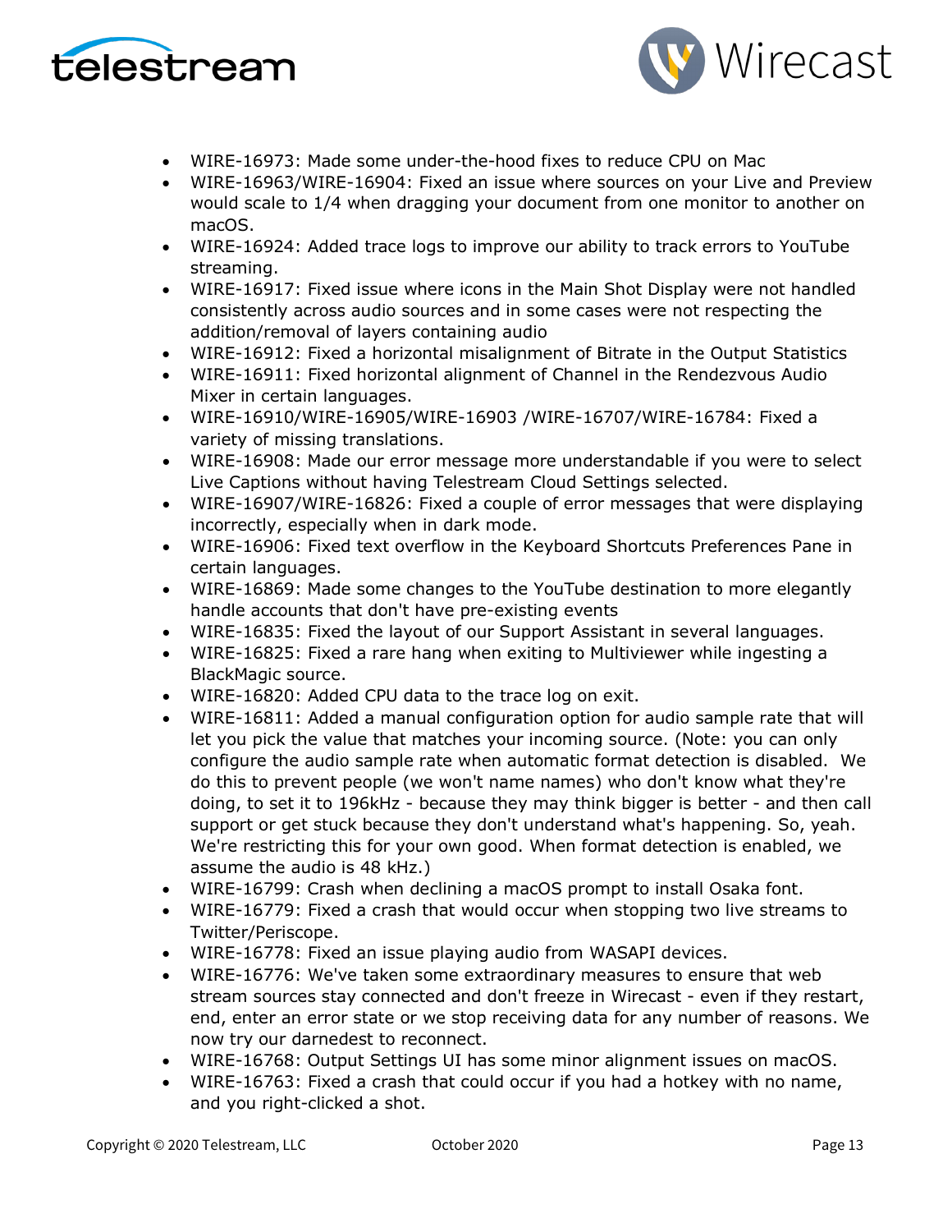- WIRE-16973: Made some under-the-hood fixes to reduce CPU on Mac
- WIRE-16963/WIRE-16904: Fixed an issue where sources on your Live and Preview would scale to 1/4 when dragging your document from one monitor to another on macOS.
- WIRE-16924: Added trace logs to improve our ability to track errors to YouTube streaming.
- WIRE-16917: Fixed issue where icons in the Main Shot Display were not handled consistently across audio sources and in some cases were not respecting the addition/removal of layers containing audio
- WIRE-16912: Fixed a horizontal misalignment of Bitrate in the Output Statistics
- WIRE-16911: Fixed horizontal alignment of Channel in the Rendezvous Audio Mixer in certain languages.
- WIRE-16910/WIRE-16905/WIRE-16903 /WIRE-16707/WIRE-16784: Fixed a variety of missing translations.
- WIRE-16908: Made our error message more understandable if you were to select Live Captions without having Telestream Cloud Settings selected.
- WIRE-16907/WIRE-16826: Fixed a couple of error messages that were displaying incorrectly, especially when in dark mode.
- WIRE-16906: Fixed text overflow in the Keyboard Shortcuts Preferences Pane in certain languages.
- WIRE-16869: Made some changes to the YouTube destination to more elegantly handle accounts that don't have pre-existing events
- WIRE-16835: Fixed the layout of our Support Assistant in several languages.
- WIRE-16825: Fixed a rare hang when exiting to Multiviewer while ingesting a BlackMagic source.
- WIRE-16820: Added CPU data to the trace log on exit.
- WIRE-16811: Added a manual configuration option for audio sample rate that will let you pick the value that matches your incoming source. (Note: you can only configure the audio sample rate when automatic format detection is disabled. We do this to prevent people (we won't name names) who don't know what they're doing, to set it to 196kHz - because they may think bigger is better - and then call support or get stuck because they don't understand what's happening. So, yeah. We're restricting this for your own good. When format detection is enabled, we assume the audio is 48 kHz.)
- WIRE-16799: Crash when declining a macOS prompt to install Osaka font.
- WIRE-16779: Fixed a crash that would occur when stopping two live streams to Twitter/Periscope.
- WIRE-16778: Fixed an issue playing audio from WASAPI devices.
- WIRE-16776: We've taken some extraordinary measures to ensure that web stream sources stay connected and don't freeze in Wirecast - even if they restart, end, enter an error state or we stop receiving data for any number of reasons. We now try our darnedest to reconnect.
- WIRE-16768: Output Settings UI has some minor alignment issues on macOS.
- WIRE-16763: Fixed a crash that could occur if you had a hotkey with no name, and you right-clicked a shot.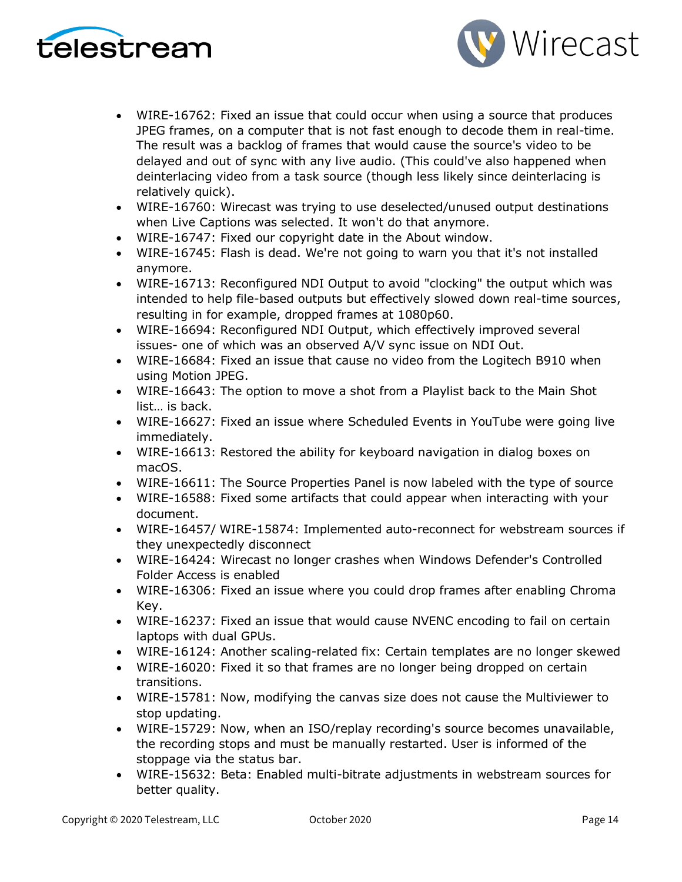- WIRE-16762: Fixed an issue that could occur when using a source that produces JPEG frames, on a computer that is not fast enough to decode them in real-time. The result was a backlog of frames that would cause the source's video to be delayed and out of sync with any live audio. (This could've also happened when deinterlacing video from a task source (though less likely since deinterlacing is relatively quick).
- WIRE-16760: Wirecast was trying to use deselected/unused output destinations when Live Captions was selected. It won't do that anymore.
- WIRE-16747: Fixed our copyright date in the About window.
- WIRE-16745: Flash is dead. We're not going to warn you that it's not installed anymore.
- WIRE-16713: Reconfigured NDI Output to avoid "clocking" the output which was intended to help file-based outputs but effectively slowed down real-time sources, resulting in for example, dropped frames at 1080p60.
- WIRE-16694: Reconfigured NDI Output, which effectively improved several issues- one of which was an observed A/V sync issue on NDI Out.
- WIRE-16684: Fixed an issue that cause no video from the Logitech B910 when using Motion JPEG.
- WIRE-16643: The option to move a shot from a Playlist back to the Main Shot list… is back.
- WIRE-16627: Fixed an issue where Scheduled Events in YouTube were going live immediately.
- WIRE-16613: Restored the ability for keyboard navigation in dialog boxes on macOS.
- WIRE-16611: The Source Properties Panel is now labeled with the type of source
- WIRE-16588: Fixed some artifacts that could appear when interacting with your document.
- WIRE-16457/ WIRE-15874: Implemented auto-reconnect for webstream sources if they unexpectedly disconnect
- WIRE-16424: Wirecast no longer crashes when Windows Defender's Controlled Folder Access is enabled
- WIRE-16306: Fixed an issue where you could drop frames after enabling Chroma Key.
- WIRE-16237: Fixed an issue that would cause NVENC encoding to fail on certain laptops with dual GPUs.
- WIRE-16124: Another scaling-related fix: Certain templates are no longer skewed
- WIRE-16020: Fixed it so that frames are no longer being dropped on certain transitions.
- WIRE-15781: Now, modifying the canvas size does not cause the Multiviewer to stop updating.
- WIRE-15729: Now, when an ISO/replay recording's source becomes unavailable, the recording stops and must be manually restarted. User is informed of the stoppage via the status bar.
- WIRE-15632: Beta: Enabled multi-bitrate adjustments in webstream sources for better quality.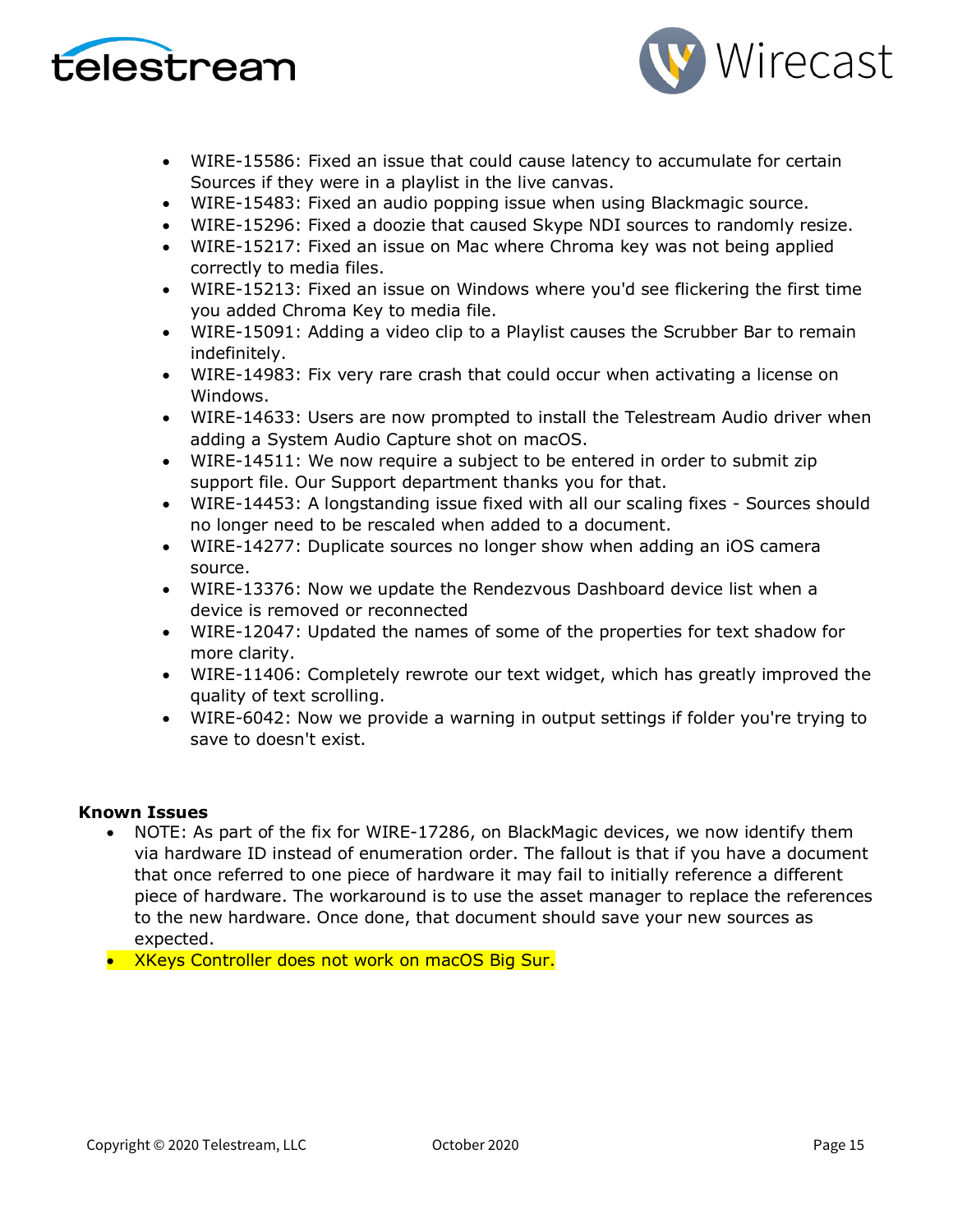- WIRE-15586: Fixed an issue that could cause latency to accumulate for certain Sources if they were in a playlist in the live canvas.
- WIRE-15483: Fixed an audio popping issue when using Blackmagic source.
- WIRE-15296: Fixed a doozie that caused Skype NDI sources to randomly resize.
- WIRE-15217: Fixed an issue on Mac where Chroma key was not being applied correctly to media files.
- WIRE-15213: Fixed an issue on Windows where you'd see flickering the first time you added Chroma Key to media file.
- WIRE-15091: Adding a video clip to a Playlist causes the Scrubber Bar to remain indefinitely.
- WIRE-14983: Fix very rare crash that could occur when activating a license on Windows.
- WIRE-14633: Users are now prompted to install the Telestream Audio driver when adding a System Audio Capture shot on macOS.
- WIRE-14511: We now require a subject to be entered in order to submit zip support file. Our Support department thanks you for that.
- WIRE-14453: A longstanding issue fixed with all our scaling fixes - Sources should no longer need to be rescaled when added to a document.
- WIRE-14277: Duplicate sources no longer show when adding an iOS camera source.
- WIRE-13376: Now we update the Rendezvous Dashboard device list when a device is removed or reconnected
- WIRE-12047: Updated the names of some of the properties for text shadow for more clarity.
- WIRE-11406: Completely rewrote our text widget, which has greatly improved the quality of text scrolling.
- WIRE-6042: Now we provide a warning in output settings if folder you're trying to save to doesn't exist.

**Known Issues**

- NOTE: As part of the fix for WIRE-17286, on BlackMagic devices, we now identify them via hardware ID instead of enumeration order. The fallout is that if you have a document that once referred to one piece of hardware it may fail to initially reference a different piece of hardware. The workaround is to use the asset manager to replace the references to the new hardware. Once done, that document should save your new sources as expected.
- XKeys Controller does not work on macOS Big Sur.